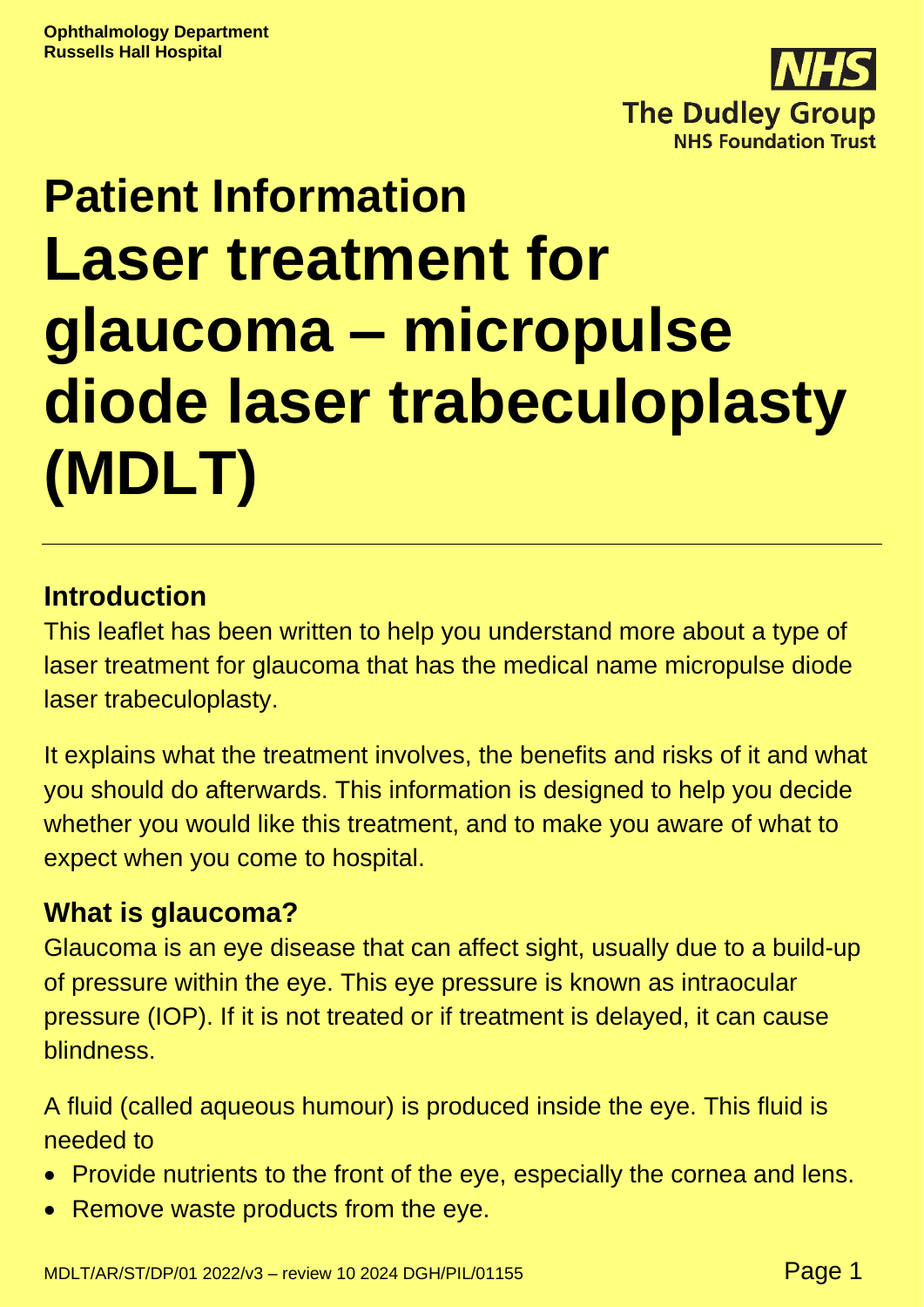**Ophthalmology Department**
**Russells Hall Hospital**

NHS
The Dudley Group
NHS Foundation Trust

# Patient Information
# Laser treatment for glaucoma – micropulse diode laser trabeculoplasty (MDLT)

## Introduction

This leaflet has been written to help you understand more about a type of laser treatment for glaucoma that has the medical name micropulse diode laser trabeculoplasty.

It explains what the treatment involves, the benefits and risks of it and what you should do afterwards. This information is designed to help you decide whether you would like this treatment, and to make you aware of what to expect when you come to hospital.

## What is glaucoma?

Glaucoma is an eye disease that can affect sight, usually due to a build-up of pressure within the eye. This eye pressure is known as intraocular pressure (IOP). If it is not treated or if treatment is delayed, it can cause blindness.

A fluid (called aqueous humour) is produced inside the eye. This fluid is needed to

- Provide nutrients to the front of the eye, especially the cornea and lens.
- Remove waste products from the eye.

MDLT/AR/ST/DP/01 2022/v3 – review 10 2024 DGH/PIL/01155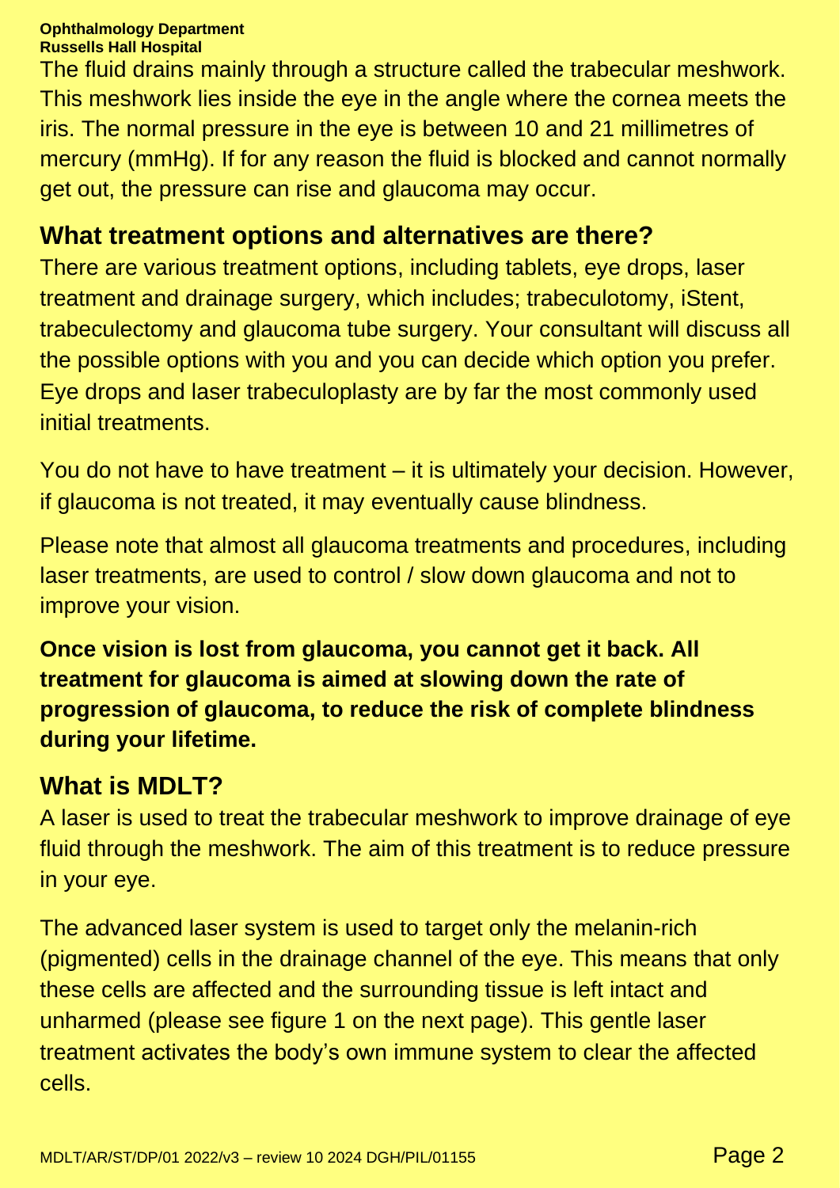The fluid drains mainly through a structure called the trabecular meshwork. This meshwork lies inside the eye in the angle where the cornea meets the iris. The normal pressure in the eye is between 10 and 21 millimetres of mercury (mmHg). If for any reason the fluid is blocked and cannot normally get out, the pressure can rise and glaucoma may occur.

## What treatment options and alternatives are there?

There are various treatment options, including tablets, eye drops, laser treatment and drainage surgery, which includes; trabeculotomy, iStent, trabeculectomy and glaucoma tube surgery. Your consultant will discuss all the possible options with you and you can decide which option you prefer. Eye drops and laser trabeculoplasty are by far the most commonly used initial treatments.

You do not have to have treatment – it is ultimately your decision. However, if glaucoma is not treated, it may eventually cause blindness.

Please note that almost all glaucoma treatments and procedures, including laser treatments, are used to control / slow down glaucoma and not to improve your vision.

**Once vision is lost from glaucoma, you cannot get it back. All treatment for glaucoma is aimed at slowing down the rate of progression of glaucoma, to reduce the risk of complete blindness during your lifetime.**

## What is MDLT?

A laser is used to treat the trabecular meshwork to improve drainage of eye fluid through the meshwork. The aim of this treatment is to reduce pressure in your eye.

The advanced laser system is used to target only the melanin-rich (pigmented) cells in the drainage channel of the eye. This means that only these cells are affected and the surrounding tissue is left intact and unharmed (please see figure 1 on the next page). This gentle laser treatment activates the body's own immune system to clear the affected cells.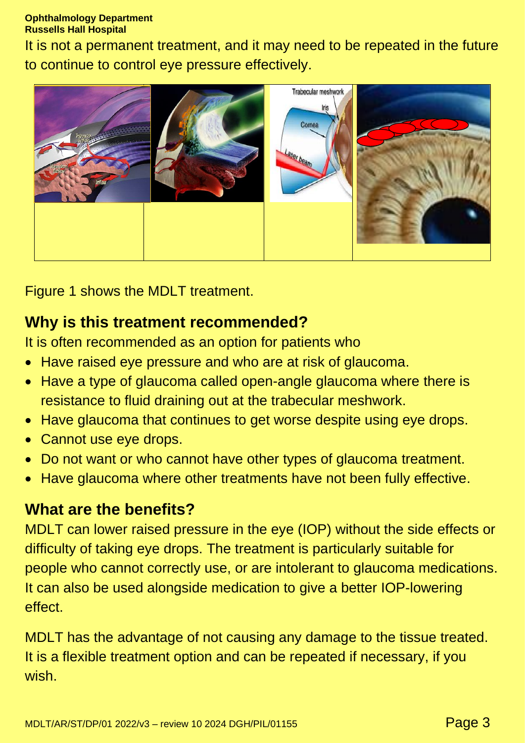It is not a permanent treatment, and it may need to be repeated in the future to continue to control eye pressure effectively.

Figure 1 shows the MDLT treatment.

## Why is this treatment recommended?

It is often recommended as an option for patients who

- Have raised eye pressure and who are at risk of glaucoma.
- Have a type of glaucoma called open-angle glaucoma where there is resistance to fluid draining out at the trabecular meshwork.
- Have glaucoma that continues to get worse despite using eye drops.
- Cannot use eye drops.
- Do not want or who cannot have other types of glaucoma treatment.
- Have glaucoma where other treatments have not been fully effective.

## What are the benefits?

MDLT can lower raised pressure in the eye (IOP) without the side effects or difficulty of taking eye drops. The treatment is particularly suitable for people who cannot correctly use, or are intolerant to glaucoma medications. It can also be used alongside medication to give a better IOP-lowering effect.

MDLT has the advantage of not causing any damage to the tissue treated. It is a flexible treatment option and can be repeated if necessary, if you wish.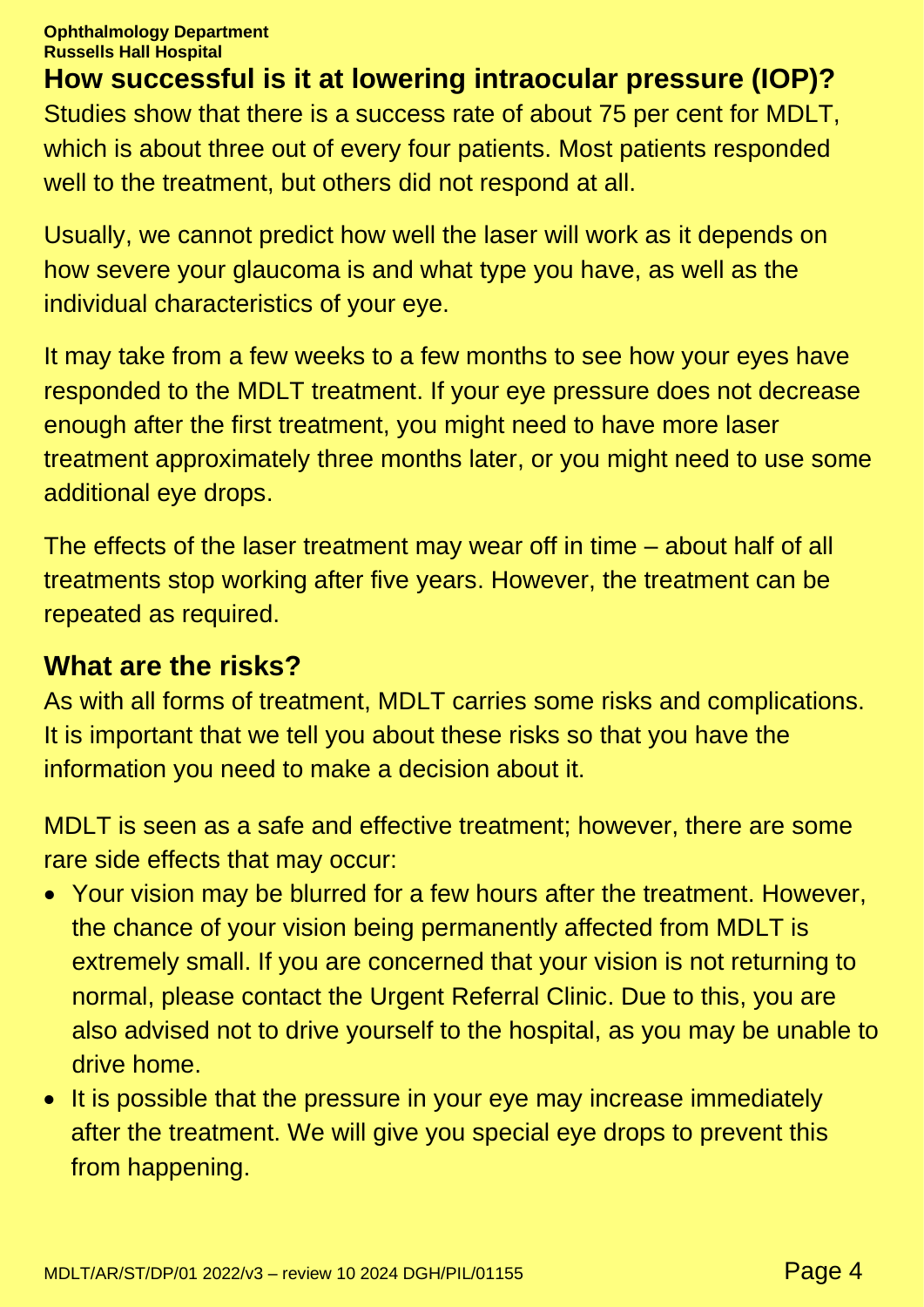## How successful is it at lowering intraocular pressure (IOP)?

Studies show that there is a success rate of about 75 per cent for MDLT, which is about three out of every four patients. Most patients responded well to the treatment, but others did not respond at all.

Usually, we cannot predict how well the laser will work as it depends on how severe your glaucoma is and what type you have, as well as the individual characteristics of your eye.

It may take from a few weeks to a few months to see how your eyes have responded to the MDLT treatment. If your eye pressure does not decrease enough after the first treatment, you might need to have more laser treatment approximately three months later, or you might need to use some additional eye drops.

The effects of the laser treatment may wear off in time – about half of all treatments stop working after five years. However, the treatment can be repeated as required.

## What are the risks?

As with all forms of treatment, MDLT carries some risks and complications. It is important that we tell you about these risks so that you have the information you need to make a decision about it.

MDLT is seen as a safe and effective treatment; however, there are some rare side effects that may occur:

- Your vision may be blurred for a few hours after the treatment. However, the chance of your vision being permanently affected from MDLT is extremely small. If you are concerned that your vision is not returning to normal, please contact the Urgent Referral Clinic. Due to this, you are also advised not to drive yourself to the hospital, as you may be unable to drive home.
- It is possible that the pressure in your eye may increase immediately after the treatment. We will give you special eye drops to prevent this from happening.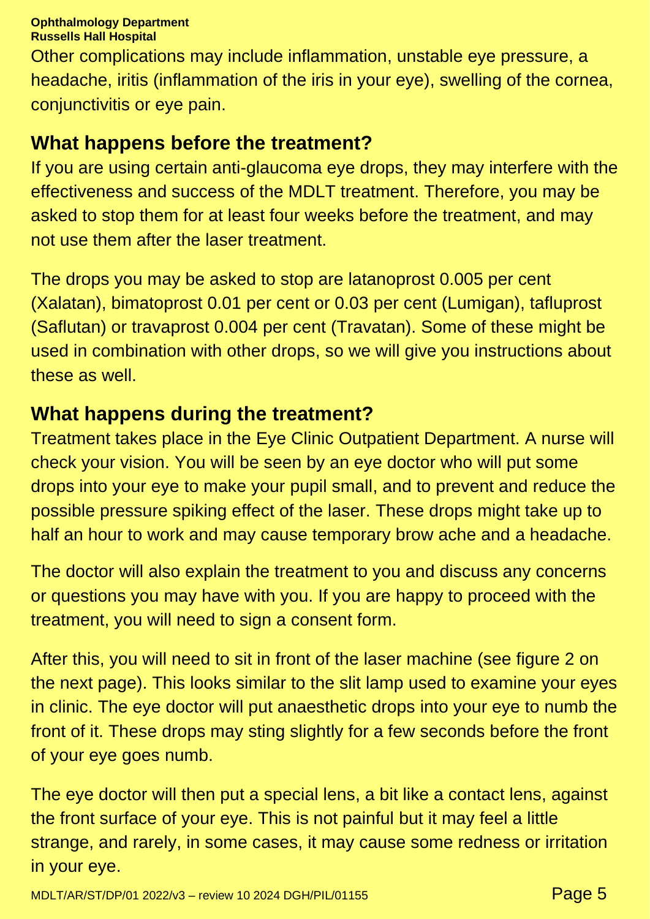Other complications may include inflammation, unstable eye pressure, a headache, iritis (inflammation of the iris in your eye), swelling of the cornea, conjunctivitis or eye pain.

## What happens before the treatment?

If you are using certain anti-glaucoma eye drops, they may interfere with the effectiveness and success of the MDLT treatment. Therefore, you may be asked to stop them for at least four weeks before the treatment, and may not use them after the laser treatment.

The drops you may be asked to stop are latanoprost 0.005 per cent (Xalatan), bimatoprost 0.01 per cent or 0.03 per cent (Lumigan), tafluprost (Saflutan) or travaprost 0.004 per cent (Travatan). Some of these might be used in combination with other drops, so we will give you instructions about these as well.

## What happens during the treatment?

Treatment takes place in the Eye Clinic Outpatient Department. A nurse will check your vision. You will be seen by an eye doctor who will put some drops into your eye to make your pupil small, and to prevent and reduce the possible pressure spiking effect of the laser. These drops might take up to half an hour to work and may cause temporary brow ache and a headache.

The doctor will also explain the treatment to you and discuss any concerns or questions you may have with you. If you are happy to proceed with the treatment, you will need to sign a consent form.

After this, you will need to sit in front of the laser machine (see figure 2 on the next page). This looks similar to the slit lamp used to examine your eyes in clinic. The eye doctor will put anaesthetic drops into your eye to numb the front of it. These drops may sting slightly for a few seconds before the front of your eye goes numb.

The eye doctor will then put a special lens, a bit like a contact lens, against the front surface of your eye. This is not painful but it may feel a little strange, and rarely, in some cases, it may cause some redness or irritation in your eye.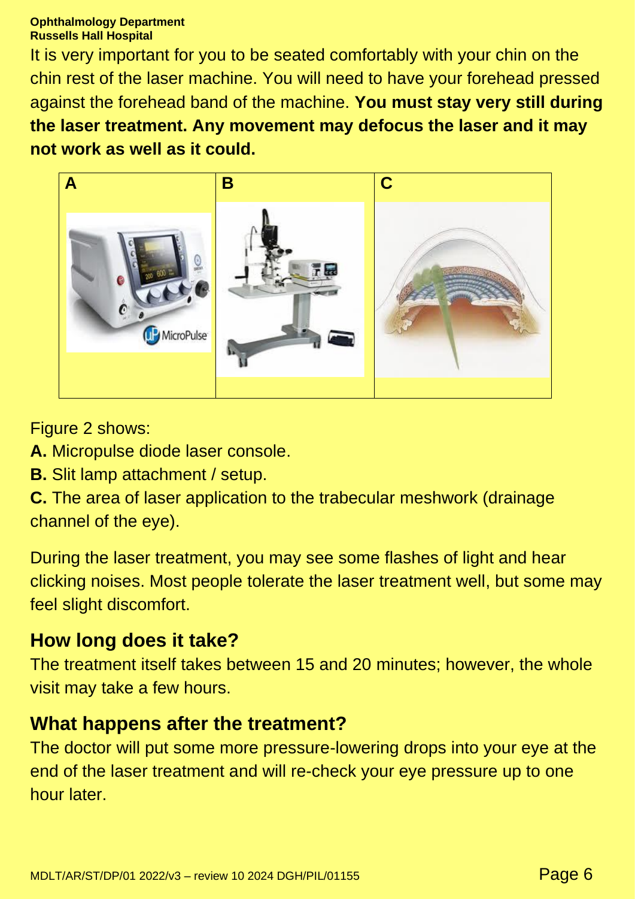It is very important for you to be seated comfortably with your chin on the chin rest of the laser machine. You will need to have your forehead pressed against the forehead band of the machine. **You must stay very still during the laser treatment. Any movement may defocus the laser and it may not work as well as it could.**

| A | B | C |
| --- | --- | --- |
| | | |

Figure 2 shows:

**A.** Micropulse diode laser console.

**B.** Slit lamp attachment / setup.

**C.** The area of laser application to the trabecular meshwork (drainage channel of the eye).

During the laser treatment, you may see some flashes of light and hear clicking noises. Most people tolerate the laser treatment well, but some may feel slight discomfort.

## How long does it take?

The treatment itself takes between 15 and 20 minutes; however, the whole visit may take a few hours.

## What happens after the treatment?

The doctor will put some more pressure-lowering drops into your eye at the end of the laser treatment and will re-check your eye pressure up to one hour later.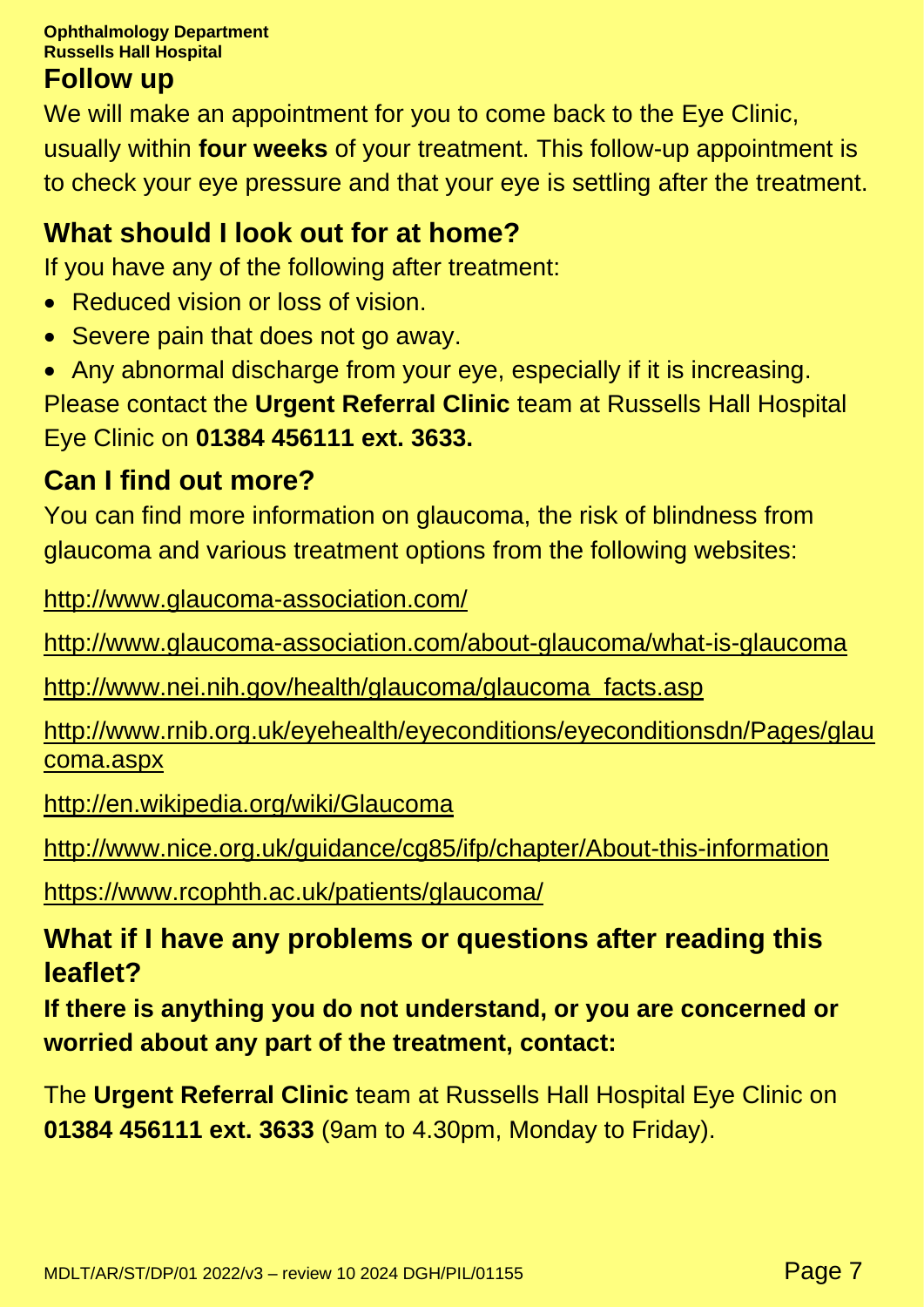## Follow up

We will make an appointment for you to come back to the Eye Clinic, usually within **four weeks** of your treatment. This follow-up appointment is to check your eye pressure and that your eye is settling after the treatment.

## What should I look out for at home?

If you have any of the following after treatment:

- Reduced vision or loss of vision.
- Severe pain that does not go away.
- Any abnormal discharge from your eye, especially if it is increasing.

Please contact the **Urgent Referral Clinic** team at Russells Hall Hospital Eye Clinic on **01384 456111 ext. 3633.**

## Can I find out more?

You can find more information on glaucoma, the risk of blindness from glaucoma and various treatment options from the following websites:

http://www.glaucoma-association.com/

http://www.glaucoma-association.com/about-glaucoma/what-is-glaucoma

http://www.nei.nih.gov/health/glaucoma/glaucoma_facts.asp

http://www.rnib.org.uk/eyehealth/eyeconditions/eyeconditionsdn/Pages/glaucoma.aspx

http://en.wikipedia.org/wiki/Glaucoma

http://www.nice.org.uk/guidance/cg85/ifp/chapter/About-this-information

https://www.rcophth.ac.uk/patients/glaucoma/

## What if I have any problems or questions after reading this leaflet?

**If there is anything you do not understand, or you are concerned or worried about any part of the treatment, contact:**

The **Urgent Referral Clinic** team at Russells Hall Hospital Eye Clinic on **01384 456111 ext. 3633** (9am to 4.30pm, Monday to Friday).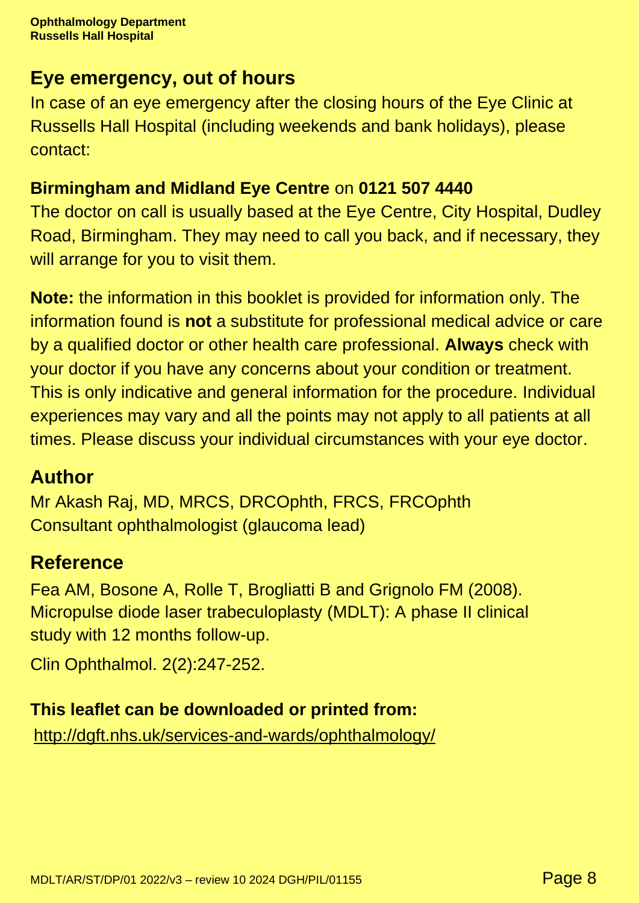## Eye emergency, out of hours

In case of an eye emergency after the closing hours of the Eye Clinic at Russells Hall Hospital (including weekends and bank holidays), please contact:

**Birmingham and Midland Eye Centre** on **0121 507 4440**

The doctor on call is usually based at the Eye Centre, City Hospital, Dudley Road, Birmingham. They may need to call you back, and if necessary, they will arrange for you to visit them.

**Note:** the information in this booklet is provided for information only. The information found is **not** a substitute for professional medical advice or care by a qualified doctor or other health care professional. **Always** check with your doctor if you have any concerns about your condition or treatment. This is only indicative and general information for the procedure. Individual experiences may vary and all the points may not apply to all patients at all times. Please discuss your individual circumstances with your eye doctor.

## Author

Mr Akash Raj, MD, MRCS, DRCOphth, FRCS, FRCOphth
Consultant ophthalmologist (glaucoma lead)

## Reference

Fea AM, Bosone A, Rolle T, Brogliatti B and Grignolo FM (2008). Micropulse diode laser trabeculoplasty (MDLT): A phase II clinical study with 12 months follow-up.

Clin Ophthalmol. 2(2):247-252.

**This leaflet can be downloaded or printed from:**

http://dgft.nhs.uk/services-and-wards/ophthalmology/

MDLT/AR/ST/DP/01 2022/v3 – review 10 2024 DGH/PIL/01155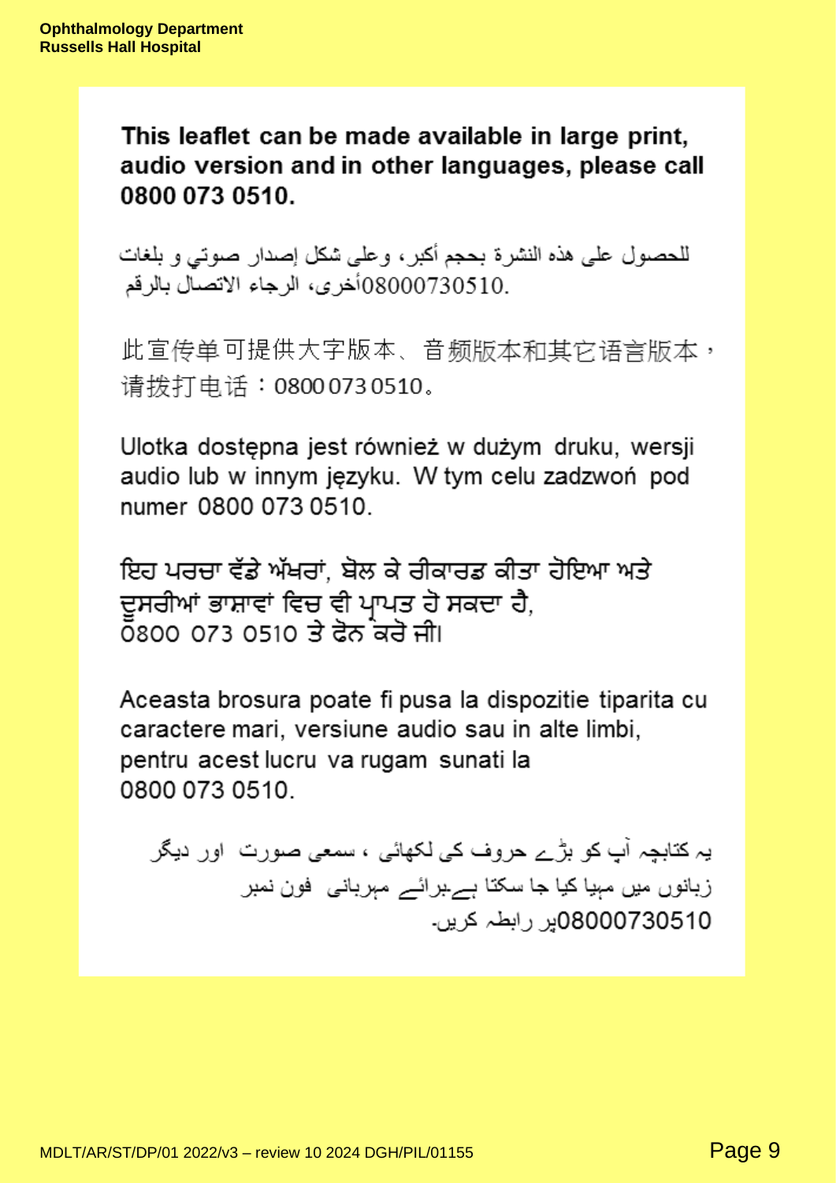**This leaflet can be made available in large print, audio version and in other languages, please call 0800 073 0510.**

للحصول على هذه النشرة بحجم أكبر، وعلى شكل إصدار صوتي و بلغات أخرى، الرجاء الاتصال بالرقم 08000730510.

此宣传单可提供大字版本、音频版本和其它语言版本，请拨打电话：0800 073 0510。

Ulotka dostępna jest również w dużym druku, wersji audio lub w innym języku. W tym celu zadzwoń pod numer 0800 073 0510.

ਇਹ ਪਰਚਾ ਵੱਡੇ ਅੱਖਰਾਂ, ਬੋਲ ਕੇ ਰੀਕਾਰਡ ਕੀਤਾ ਹੋਇਆ ਅਤੇ ਦੂਸਰੀਆਂ ਭਾਸ਼ਾਵਾਂ ਵਿਚ ਵੀ ਪ੍ਰਾਪਤ ਹੋ ਸਕਦਾ ਹੈ, 0800 073 0510 ਤੇ ਫੋਨ ਕਰੋ ਜੀ।

Aceasta brosura poate fi pusa la dispozitie tiparita cu caractere mari, versiune audio sau in alte limbi, pentru acest lucru va rugam sunati la 0800 073 0510.

یہ کتابچہ آپ کو بڑے حروف کی لکھائی ، سمعی صورت اور دیگر زبانوں میں مہیا کیا جا سکتا ہے۔برائے مہربانی فون نمبر 08000730510پر رابطہ کریں۔